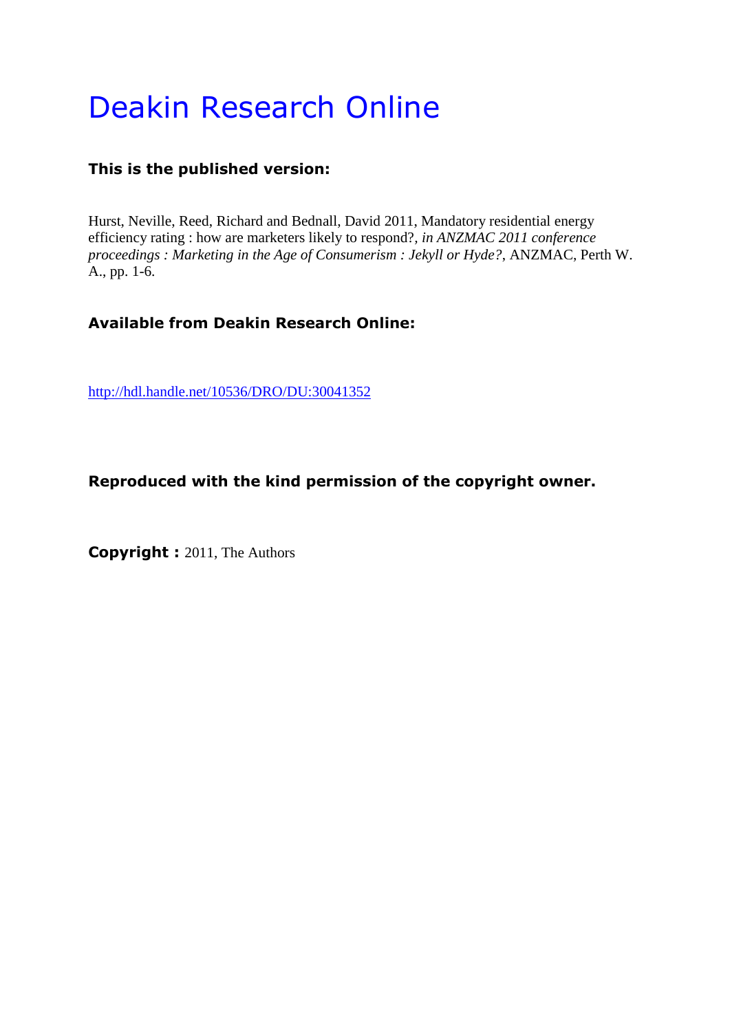# Deakin Research Online

**This is the published version:**

Hurst, Neville, Reed, Richard and Bednall, David 2011, Mandatory residential energy efficiency rating : how are marketers likely to respond?*, in ANZMAC 2011 conference proceedings : Marketing in the Age of Consumerism : Jekyll or Hyde?*, ANZMAC, Perth W. A., pp. 1-6.

**Available from Deakin Research Online:**

http://hdl.handle.net/10536/DRO/DU:30041352

**Reproduced with the kind permission of the copyright owner.**

**Copyright :** 2011, The Authors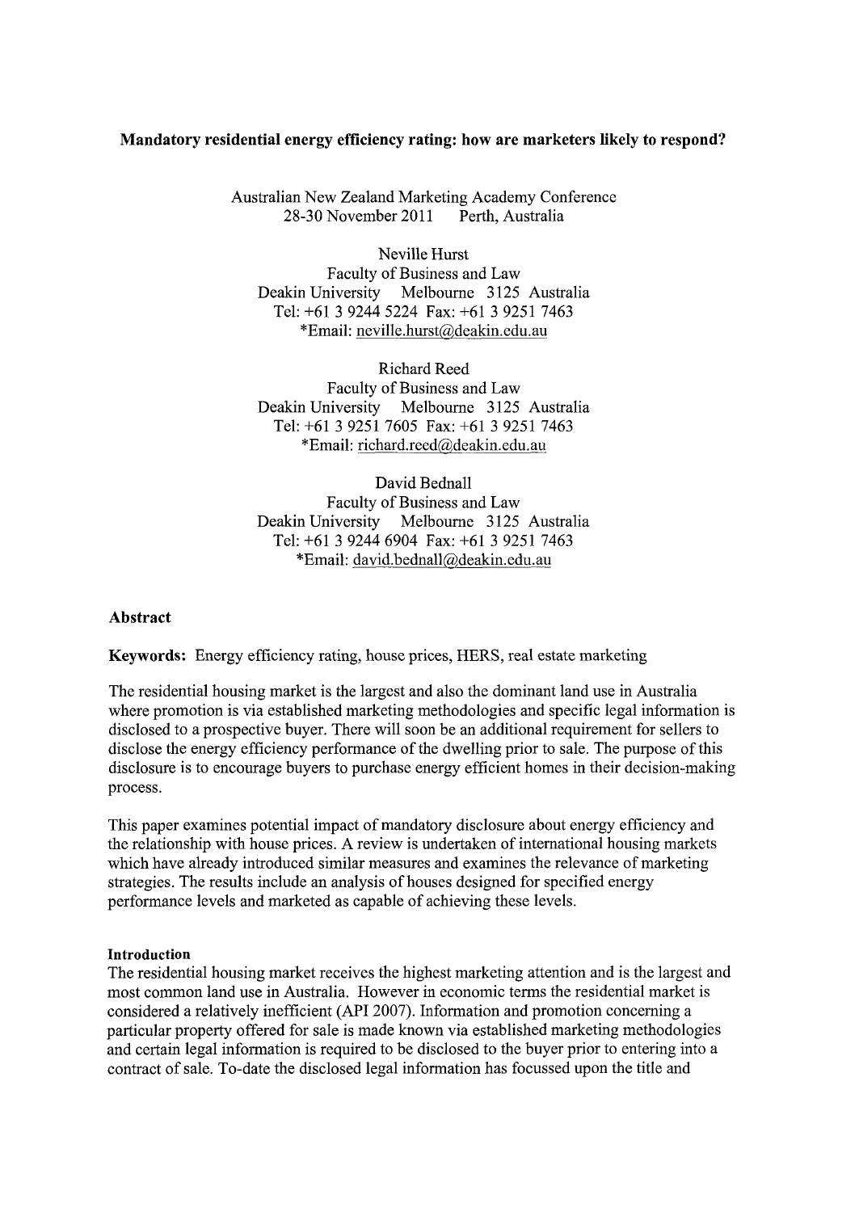**Mandatory residential energy efficiency rating: how are marketers likely to respond?**

Australian New Zealand Marketing Academy Conference
28-30 November 2011 Perth, Australia

Neville Hurst
Faculty of Business and Law
Deakin University Melbourne 3125 Australia
Tel: +61 3 9244 5224 Fax: +61 3 9251 7463
*Email: neville.hurst@deakin.edu.au

Richard Reed
Faculty of Business and Law
Deakin University Melbourne 3125 Australia
Tel: +61 3 9251 7605 Fax: +61 3 9251 7463
*Email: richard.reed@deakin.edu.au

David Bednall
Faculty of Business and Law
Deakin University Melbourne 3125 Australia
Tel: +61 3 9244 6904 Fax: +61 3 9251 7463
*Email: david.bednall@deakin.edu.au

## Abstract

**Keywords:** Energy efficiency rating, house prices, HERS, real estate marketing

The residential housing market is the largest and also the dominant land use in Australia where promotion is via established marketing methodologies and specific legal information is disclosed to a prospective buyer. There will soon be an additional requirement for sellers to disclose the energy efficiency performance of the dwelling prior to sale. The purpose of this disclosure is to encourage buyers to purchase energy efficient homes in their decision-making process.

This paper examines potential impact of mandatory disclosure about energy efficiency and the relationship with house prices. A review is undertaken of international housing markets which have already introduced similar measures and examines the relevance of marketing strategies. The results include an analysis of houses designed for specified energy performance levels and marketed as capable of achieving these levels.

## Introduction

The residential housing market receives the highest marketing attention and is the largest and most common land use in Australia. However in economic terms the residential market is considered a relatively inefficient (API 2007). Information and promotion concerning a particular property offered for sale is made known via established marketing methodologies and certain legal information is required to be disclosed to the buyer prior to entering into a contract of sale. To-date the disclosed legal information has focussed upon the title and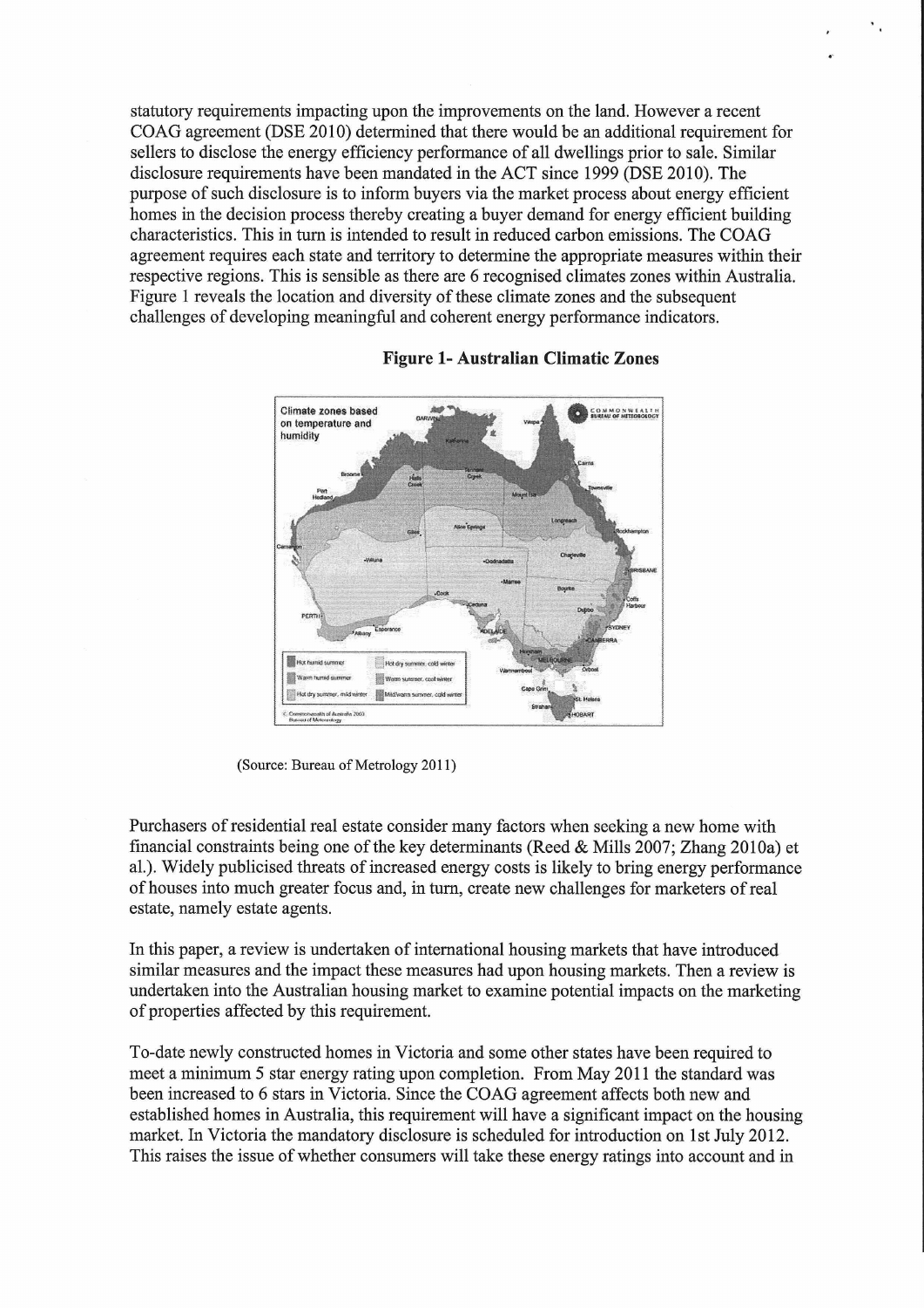statutory requirements impacting upon the improvements on the land. However a recent COAG agreement (DSE 2010) determined that there would be an additional requirement for sellers to disclose the energy efficiency performance of all dwellings prior to sale. Similar disclosure requirements have been mandated in the ACT since 1999 (DSE 2010). The purpose of such disclosure is to inform buyers via the market process about energy efficient homes in the decision process thereby creating a buyer demand for energy efficient building characteristics. This in turn is intended to result in reduced carbon emissions. The COAG agreement requires each state and territory to determine the appropriate measures within their respective regions. This is sensible as there are 6 recognised climates zones within Australia. Figure 1 reveals the location and diversity of these climate zones and the subsequent challenges of developing meaningful and coherent energy performance indicators.

**Figure 1- Australian Climatic Zones**

(Source: Bureau of Metrology 2011)

Purchasers of residential real estate consider many factors when seeking a new home with financial constraints being one of the key determinants (Reed & Mills 2007; Zhang 2010a) et al.). Widely publicised threats of increased energy costs is likely to bring energy performance of houses into much greater focus and, in turn, create new challenges for marketers of real estate, namely estate agents.

In this paper, a review is undertaken of international housing markets that have introduced similar measures and the impact these measures had upon housing markets. Then a review is undertaken into the Australian housing market to examine potential impacts on the marketing of properties affected by this requirement.

To-date newly constructed homes in Victoria and some other states have been required to meet a minimum 5 star energy rating upon completion. From May 2011 the standard was been increased to 6 stars in Victoria. Since the COAG agreement affects both new and established homes in Australia, this requirement will have a significant impact on the housing market. In Victoria the mandatory disclosure is scheduled for introduction on 1st July 2012. This raises the issue of whether consumers will take these energy ratings into account and in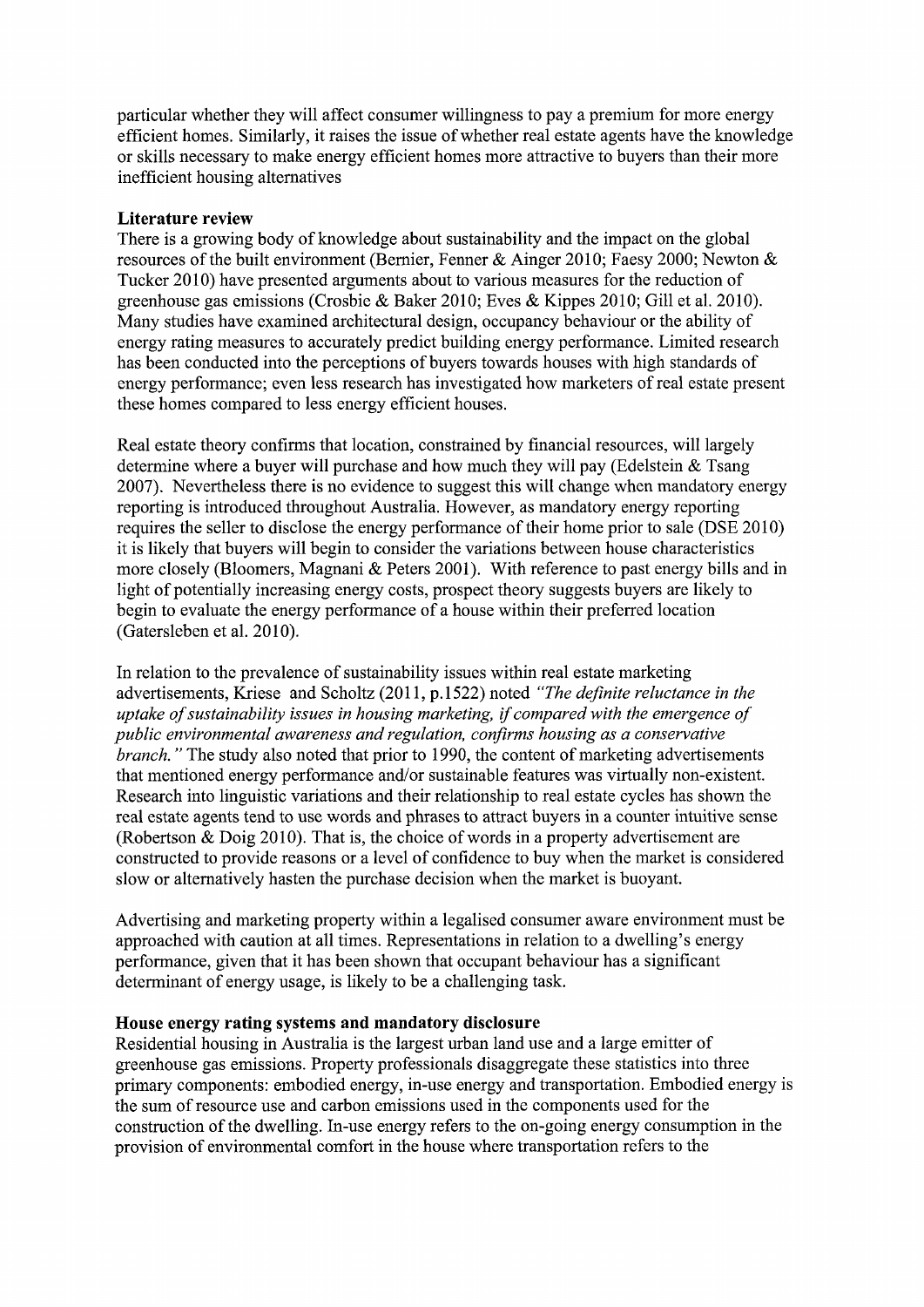particular whether they will affect consumer willingness to pay a premium for more energy efficient homes. Similarly, it raises the issue of whether real estate agents have the knowledge or skills necessary to make energy efficient homes more attractive to buyers than their more inefficient housing alternatives

**Literature review**

There is a growing body of knowledge about sustainability and the impact on the global resources of the built environment (Bernier, Fenner & Ainger 2010; Faesy 2000; Newton & Tucker 2010) have presented arguments about to various measures for the reduction of greenhouse gas emissions (Crosbie & Baker 2010; Eves & Kippes 2010; Gill et al. 2010). Many studies have examined architectural design, occupancy behaviour or the ability of energy rating measures to accurately predict building energy performance. Limited research has been conducted into the perceptions of buyers towards houses with high standards of energy performance; even less research has investigated how marketers of real estate present these homes compared to less energy efficient houses.

Real estate theory confirms that location, constrained by financial resources, will largely determine where a buyer will purchase and how much they will pay (Edelstein & Tsang 2007). Nevertheless there is no evidence to suggest this will change when mandatory energy reporting is introduced throughout Australia. However, as mandatory energy reporting requires the seller to disclose the energy performance of their home prior to sale (DSE 2010) it is likely that buyers will begin to consider the variations between house characteristics more closely (Bloomers, Magnani & Peters 2001). With reference to past energy bills and in light of potentially increasing energy costs, prospect theory suggests buyers are likely to begin to evaluate the energy performance of a house within their preferred location (Gatersleben et al. 2010).

In relation to the prevalence of sustainability issues within real estate marketing advertisements, Kriese and Scholtz (2011, p.1522) noted *"The definite reluctance in the uptake of sustainability issues in housing marketing, if compared with the emergence of public environmental awareness and regulation, confirms housing as a conservative branch."* The study also noted that prior to 1990, the content of marketing advertisements that mentioned energy performance and/or sustainable features was virtually non-existent. Research into linguistic variations and their relationship to real estate cycles has shown the real estate agents tend to use words and phrases to attract buyers in a counter intuitive sense (Robertson & Doig 2010). That is, the choice of words in a property advertisement are constructed to provide reasons or a level of confidence to buy when the market is considered slow or alternatively hasten the purchase decision when the market is buoyant.

Advertising and marketing property within a legalised consumer aware environment must be approached with caution at all times. Representations in relation to a dwelling's energy performance, given that it has been shown that occupant behaviour has a significant determinant of energy usage, is likely to be a challenging task.

**House energy rating systems and mandatory disclosure**

Residential housing in Australia is the largest urban land use and a large emitter of greenhouse gas emissions. Property professionals disaggregate these statistics into three primary components: embodied energy, in-use energy and transportation. Embodied energy is the sum of resource use and carbon emissions used in the components used for the construction of the dwelling. In-use energy refers to the on-going energy consumption in the provision of environmental comfort in the house where transportation refers to the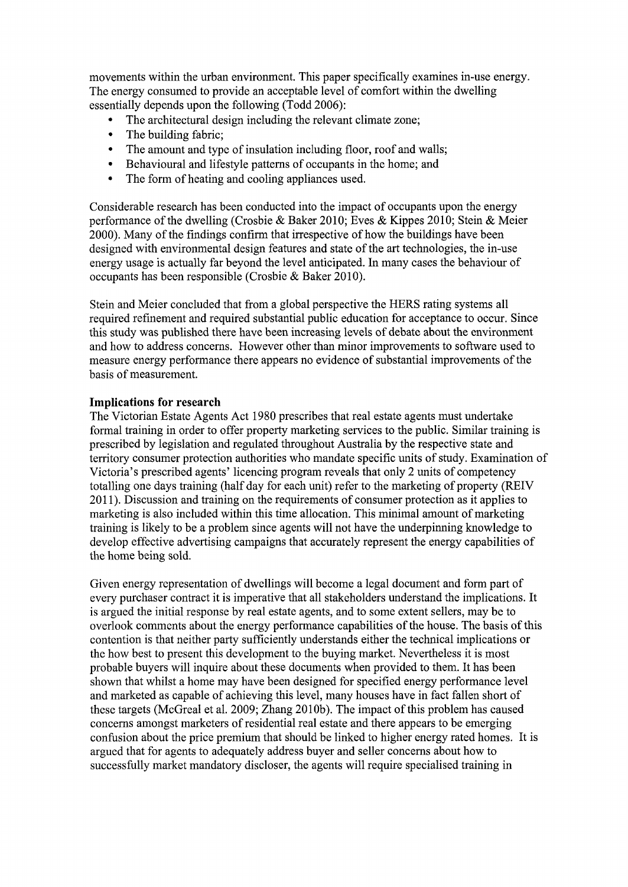movements within the urban environment. This paper specifically examines in-use energy. The energy consumed to provide an acceptable level of comfort within the dwelling essentially depends upon the following (Todd 2006):

- The architectural design including the relevant climate zone;
- The building fabric;
- The amount and type of insulation including floor, roof and walls;
- Behavioural and lifestyle patterns of occupants in the home; and
- The form of heating and cooling appliances used.

Considerable research has been conducted into the impact of occupants upon the energy performance of the dwelling (Crosbie & Baker 2010; Eves & Kippes 2010; Stein & Meier 2000). Many of the findings confirm that irrespective of how the buildings have been designed with environmental design features and state of the art technologies, the in-use energy usage is actually far beyond the level anticipated. In many cases the behaviour of occupants has been responsible (Crosbie & Baker 2010).

Stein and Meier concluded that from a global perspective the HERS rating systems all required refinement and required substantial public education for acceptance to occur. Since this study was published there have been increasing levels of debate about the environment and how to address concerns. However other than minor improvements to software used to measure energy performance there appears no evidence of substantial improvements of the basis of measurement.

**Implications for research**

The Victorian Estate Agents Act 1980 prescribes that real estate agents must undertake formal training in order to offer property marketing services to the public. Similar training is prescribed by legislation and regulated throughout Australia by the respective state and territory consumer protection authorities who mandate specific units of study. Examination of Victoria's prescribed agents' licencing program reveals that only 2 units of competency totalling one days training (half day for each unit) refer to the marketing of property (REIV 2011). Discussion and training on the requirements of consumer protection as it applies to marketing is also included within this time allocation. This minimal amount of marketing training is likely to be a problem since agents will not have the underpinning knowledge to develop effective advertising campaigns that accurately represent the energy capabilities of the home being sold.

Given energy representation of dwellings will become a legal document and form part of every purchaser contract it is imperative that all stakeholders understand the implications. It is argued the initial response by real estate agents, and to some extent sellers, may be to overlook comments about the energy performance capabilities of the house. The basis of this contention is that neither party sufficiently understands either the technical implications or the how best to present this development to the buying market. Nevertheless it is most probable buyers will inquire about these documents when provided to them. It has been shown that whilst a home may have been designed for specified energy performance level and marketed as capable of achieving this level, many houses have in fact fallen short of these targets (McGreal et al. 2009; Zhang 2010b). The impact of this problem has caused concerns amongst marketers of residential real estate and there appears to be emerging confusion about the price premium that should be linked to higher energy rated homes. It is argued that for agents to adequately address buyer and seller concerns about how to successfully market mandatory discloser, the agents will require specialised training in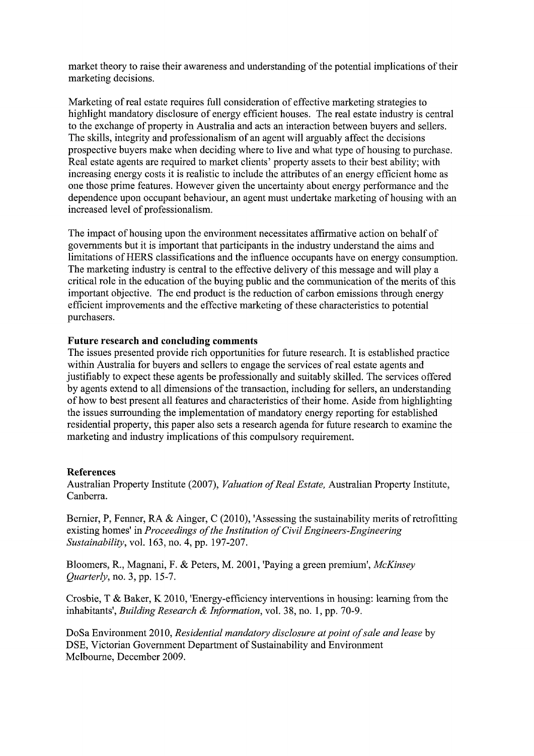market theory to raise their awareness and understanding of the potential implications of their marketing decisions.

Marketing of real estate requires full consideration of effective marketing strategies to highlight mandatory disclosure of energy efficient houses. The real estate industry is central to the exchange of property in Australia and acts an interaction between buyers and sellers. The skills, integrity and professionalism of an agent will arguably affect the decisions prospective buyers make when deciding where to live and what type of housing to purchase. Real estate agents are required to market clients' property assets to their best ability; with increasing energy costs it is realistic to include the attributes of an energy efficient home as one those prime features. However given the uncertainty about energy performance and the dependence upon occupant behaviour, an agent must undertake marketing of housing with an increased level of professionalism.

The impact of housing upon the environment necessitates affirmative action on behalf of governments but it is important that participants in the industry understand the aims and limitations of HERS classifications and the influence occupants have on energy consumption. The marketing industry is central to the effective delivery of this message and will play a critical role in the education of the buying public and the communication of the merits of this important objective. The end product is the reduction of carbon emissions through energy efficient improvements and the effective marketing of these characteristics to potential purchasers.

**Future research and concluding comments**

The issues presented provide rich opportunities for future research. It is established practice within Australia for buyers and sellers to engage the services of real estate agents and justifiably to expect these agents be professionally and suitably skilled. The services offered by agents extend to all dimensions of the transaction, including for sellers, an understanding of how to best present all features and characteristics of their home. Aside from highlighting the issues surrounding the implementation of mandatory energy reporting for established residential property, this paper also sets a research agenda for future research to examine the marketing and industry implications of this compulsory requirement.

**References**

Australian Property Institute (2007), *Valuation of Real Estate,* Australian Property Institute, Canberra.

Bernier, P, Fenner, RA & Ainger, C (2010), 'Assessing the sustainability merits of retrofitting existing homes' in *Proceedings of the Institution of Civil Engineers-Engineering Sustainability*, vol. 163, no. 4, pp. 197-207.

Bloomers, R., Magnani, F. & Peters, M. 2001, 'Paying a green premium', *McKinsey Quarterly*, no. 3, pp. 15-7.

Crosbie, T & Baker, K 2010, 'Energy-efficiency interventions in housing: learning from the inhabitants', *Building Research & Information*, vol. 38, no. 1, pp. 70-9.

DoSa Environment 2010, *Residential mandatory disclosure at point of sale and lease* by DSE, Victorian Government Department of Sustainability and Environment Melbourne, December 2009.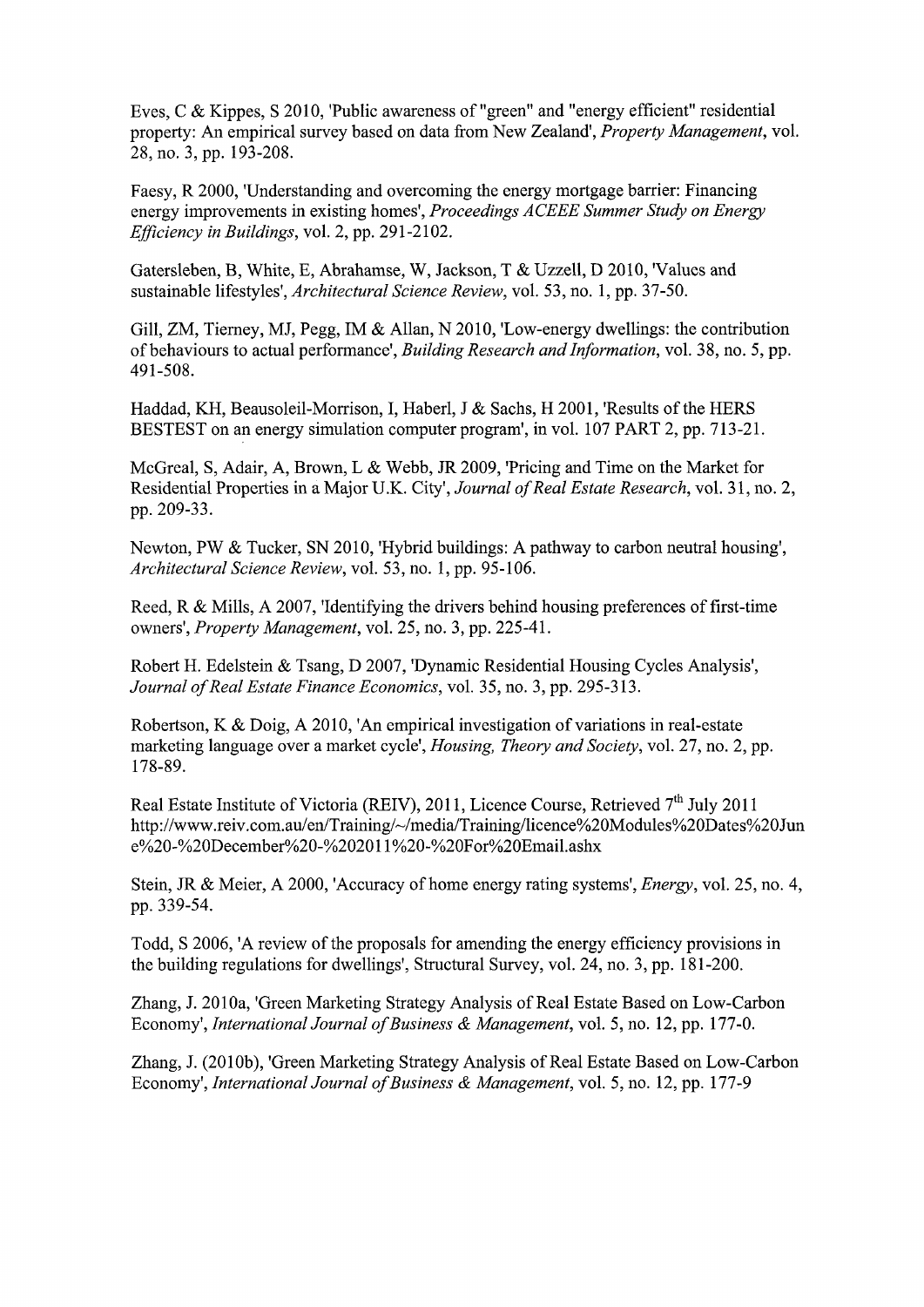Eves, C & Kippes, S 2010, 'Public awareness of "green" and "energy efficient" residential property: An empirical survey based on data from New Zealand', *Property Management*, vol. 28, no. 3, pp. 193-208.

Faesy, R 2000, 'Understanding and overcoming the energy mortgage barrier: Financing energy improvements in existing homes', *Proceedings ACEEE Summer Study on Energy Efficiency in Buildings*, vol. 2, pp. 291-2102.

Gatersleben, B, White, E, Abrahamse, W, Jackson, T & Uzzell, D 2010, 'Values and sustainable lifestyles', *Architectural Science Review*, vol. 53, no. 1, pp. 37-50.

Gill, ZM, Tierney, MJ, Pegg, IM & Allan, N 2010, 'Low-energy dwellings: the contribution of behaviours to actual performance', *Building Research and Information*, vol. 38, no. 5, pp. 491-508.

Haddad, KH, Beausoleil-Morrison, I, Haberl, J & Sachs, H 2001, 'Results of the HERS BESTEST on an energy simulation computer program', in vol. 107 PART 2, pp. 713-21.

McGreal, S, Adair, A, Brown, L & Webb, JR 2009, 'Pricing and Time on the Market for Residential Properties in a Major U.K. City', *Journal of Real Estate Research*, vol. 31, no. 2, pp. 209-33.

Newton, PW & Tucker, SN 2010, 'Hybrid buildings: A pathway to carbon neutral housing', *Architectural Science Review*, vol. 53, no. 1, pp. 95-106.

Reed, R & Mills, A 2007, 'Identifying the drivers behind housing preferences of first-time owners', *Property Management*, vol. 25, no. 3, pp. 225-41.

Robert H. Edelstein & Tsang, D 2007, 'Dynamic Residential Housing Cycles Analysis', *Journal of Real Estate Finance Economics*, vol. 35, no. 3, pp. 295-313.

Robertson, K & Doig, A 2010, 'An empirical investigation of variations in real-estate marketing language over a market cycle', *Housing, Theory and Society*, vol. 27, no. 2, pp. 178-89.

Real Estate Institute of Victoria (REIV), 2011, Licence Course, Retrieved 7th July 2011 http://www.reiv.com.au/en/Training/~/media/Training/licence%20Modules%20Dates%20June%20-%20December%20-%202011%20-%20For%20Email.ashx

Stein, JR & Meier, A 2000, 'Accuracy of home energy rating systems', *Energy*, vol. 25, no. 4, pp. 339-54.

Todd, S 2006, 'A review of the proposals for amending the energy efficiency provisions in the building regulations for dwellings', Structural Survey, vol. 24, no. 3, pp. 181-200.

Zhang, J. 2010a, 'Green Marketing Strategy Analysis of Real Estate Based on Low-Carbon Economy', *International Journal of Business & Management*, vol. 5, no. 12, pp. 177-0.

Zhang, J. (2010b), 'Green Marketing Strategy Analysis of Real Estate Based on Low-Carbon Economy', *International Journal of Business & Management*, vol. 5, no. 12, pp. 177-9